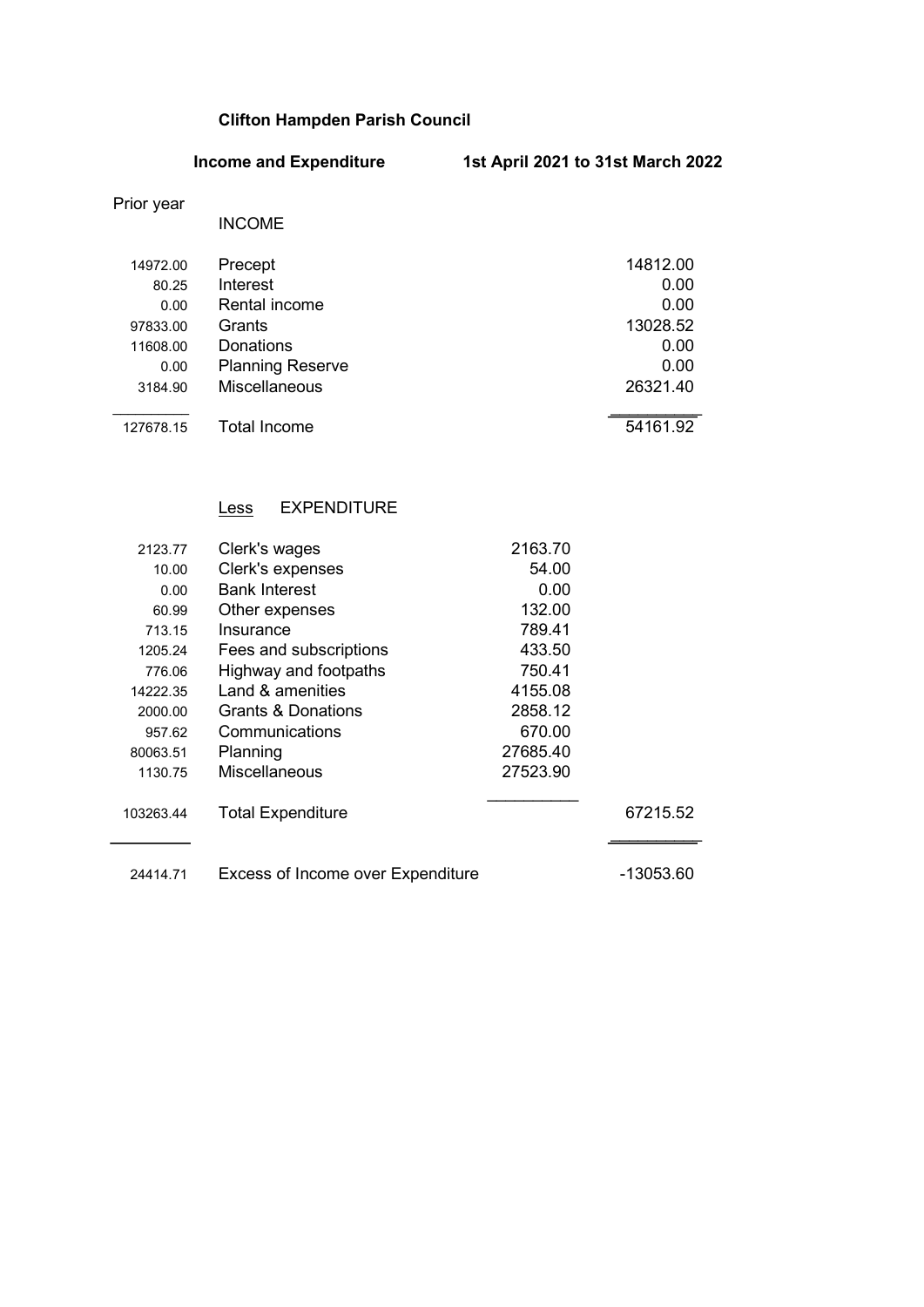**Clifton Hampden Parish Council**

**Income and Expenditure** **1st April 2021 to 31st March 2022**

| Prior year | | | |
|---|---|---|---|
| | INCOME | | |
| 14972.00 | Precept | | 14812.00 |
| 80.25 | Interest | | 0.00 |
| 0.00 | Rental income | | 0.00 |
| 97833.00 | Grants | | 13028.52 |
| 11608.00 | Donations | | 0.00 |
| 0.00 | Planning Reserve | | 0.00 |
| 3184.90 | Miscellaneous | | 26321.40 |
| 127678.15 | Total Income | | 54161.92 |
| | Less EXPENDITURE | | |
| 2123.77 | Clerk's wages | 2163.70 | |
| 10.00 | Clerk's expenses | 54.00 | |
| 0.00 | Bank Interest | 0.00 | |
| 60.99 | Other expenses | 132.00 | |
| 713.15 | Insurance | 789.41 | |
| 1205.24 | Fees and subscriptions | 433.50 | |
| 776.06 | Highway and footpaths | 750.41 | |
| 14222.35 | Land & amenities | 4155.08 | |
| 2000.00 | Grants & Donations | 2858.12 | |
| 957.62 | Communications | 670.00 | |
| 80063.51 | Planning | 27685.40 | |
| 1130.75 | Miscellaneous | 27523.90 | |
| 103263.44 | Total Expenditure | | 67215.52 |
| 24414.71 | Excess of Income over Expenditure | | -13053.60 |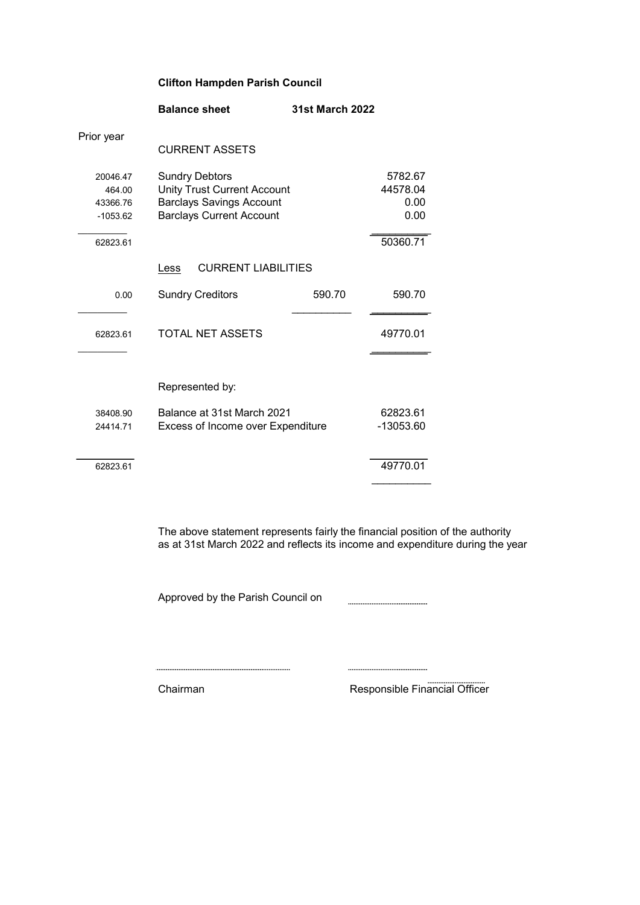**Clifton Hampden Parish Council**

**Balance sheet** **31st March 2022**

| Prior year | | | |
|---|---|---|---|
| | CURRENT ASSETS | | |
| 20046.47 | Sundry Debtors | | 5782.67 |
| 464.00 | Unity Trust Current Account | | 44578.04 |
| 43366.76 | Barclays Savings Account | | 0.00 |
| -1053.62 | Barclays Current Account | | 0.00 |
| 62823.61 | | | 50360.71 |
| | Less CURRENT LIABILITIES | | |
| 0.00 | Sundry Creditors | 590.70 | 590.70 |
| 62823.61 | TOTAL NET ASSETS | | 49770.01 |
| | Represented by: | | |
| 38408.90 | Balance at 31st March 2021 | | 62823.61 |
| 24414.71 | Excess of Income over Expenditure | | -13053.60 |
| 62823.61 | | | 49770.01 |

The above statement represents fairly the financial position of the authority as at 31st March 2022 and reflects its income and expenditure during the year

Approved by the Parish Council on ..........................

.......................................... ..........................

Chairman Responsible Financial Officer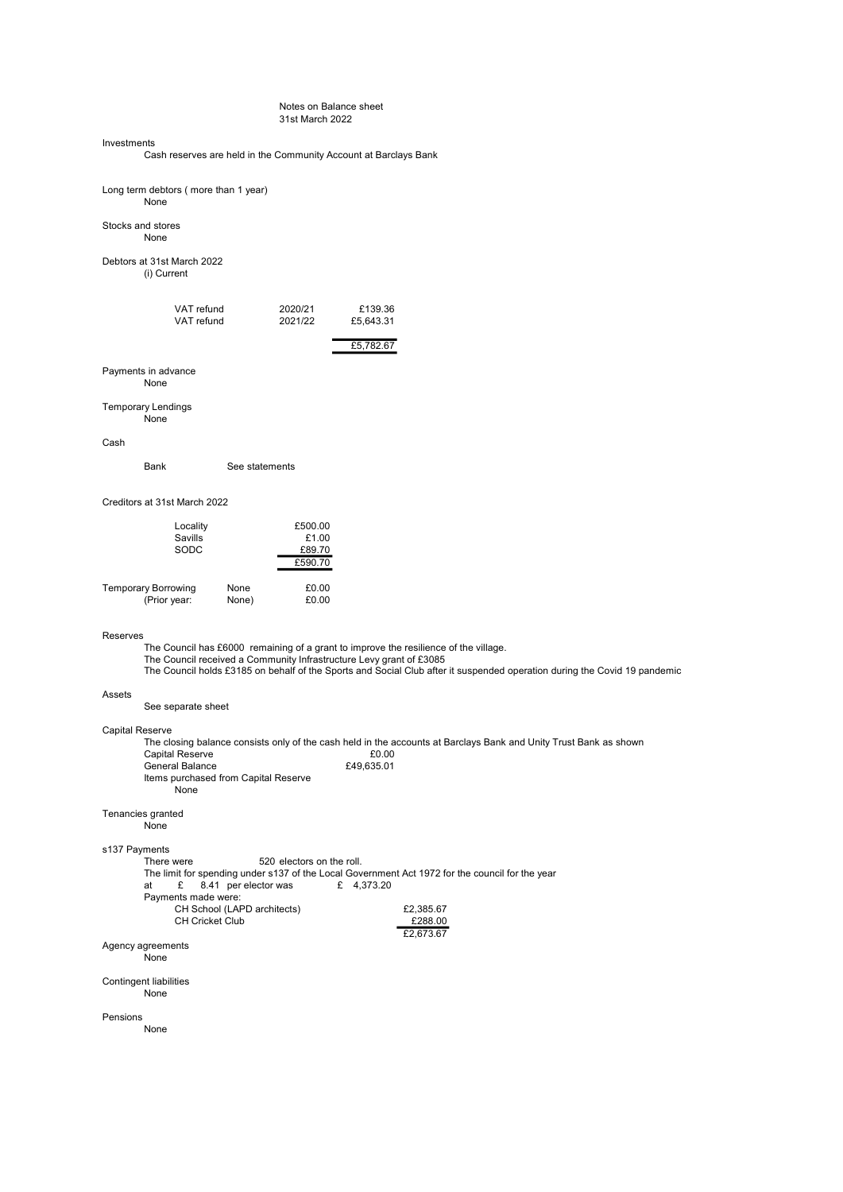# Notes on Balance sheet
31st March 2022

## Investments

Cash reserves are held in the Community Account at Barclays Bank

## Long term debtors ( more than 1 year)

None

## Stocks and stores

None

## Debtors at 31st March 2022

(i) Current

| | | |
|---|---|---|
| VAT refund | 2020/21 | £139.36 |
| VAT refund | 2021/22 | £5,643.31 |
| | | £5,782.67 |

## Payments in advance

None

## Temporary Lendings

None

## Cash

Bank See statements

## Creditors at 31st March 2022

| | |
|---|---|
| Locality | £500.00 |
| Savills | £1.00 |
| SODC | £89.70 |
| | £590.70 |

| | | |
|---|---|---|
| Temporary Borrowing | None | £0.00 |
| (Prior year: | None) | £0.00 |

## Reserves

The Council has £6000 remaining of a grant to improve the resilience of the village.
The Council received a Community Infrastructure Levy grant of £3085
The Council holds £3185 on behalf of the Sports and Social Club after it suspended operation during the Covid 19 pandemic

## Assets

See separate sheet

## Capital Reserve

The closing balance consists only of the cash held in the accounts at Barclays Bank and Unity Trust Bank as shown

| | |
|---|---|
| Capital Reserve | £0.00 |
| General Balance | £49,635.01 |

Items purchased from Capital Reserve
None

## Tenancies granted

None

## s137 Payments

There were 520 electors on the roll.
The limit for spending under s137 of the Local Government Act 1972 for the council for the year at £ 8.41 per elector was £ 4,373.20

Payments made were:

| | |
|---|---|
| CH School (LAPD architects) | £2,385.67 |
| CH Cricket Club | £288.00 |
| | £2,673.67 |

## Agency agreements

None

## Contingent liabilities

None

## Pensions

None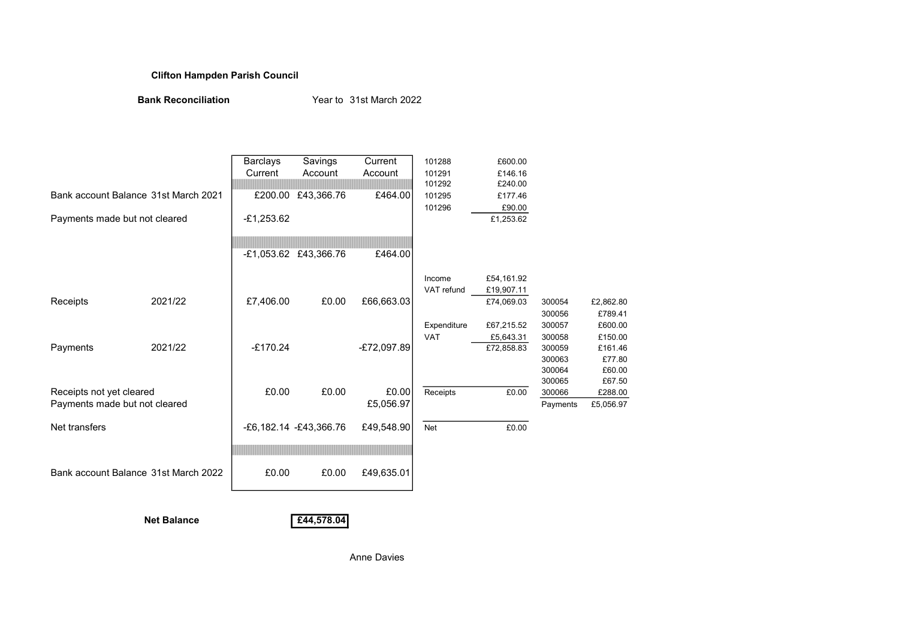**Clifton Hampden Parish Council**

**Bank Reconciliation** Year to 31st March 2022

| | | Barclays Current | Savings Account | Current Account |
|---|---|---|---|---|
| Bank account Balance 31st March 2021 | | £200.00 | £43,366.76 | £464.00 |
| Payments made but not cleared | | -£1,253.62 | | |
| | | -£1,053.62 | £43,366.76 | £464.00 |
| Receipts | 2021/22 | £7,406.00 | £0.00 | £66,663.03 |
| Payments | 2021/22 | -£170.24 | | -£72,097.89 |
| Receipts not yet cleared | | £0.00 | £0.00 | £0.00 |
| Payments made but not cleared | | | | £5,056.97 |
| Net transfers | | -£6,182.14 | -£43,366.76 | £49,548.90 |
| Bank account Balance 31st March 2022 | | £0.00 | £0.00 | £49,635.01 |

| | |
|---|---|
| 101288 | £600.00 |
| 101291 | £146.16 |
| 101292 | £240.00 |
| 101295 | £177.46 |
| 101296 | £90.00 |
| | £1,253.62 |

| | |
|---|---|
| Income | £54,161.92 |
| VAT refund | £19,907.11 |
| | £74,069.03 |
| Expenditure | £67,215.52 |
| VAT | £5,643.31 |
| | £72,858.83 |
| Receipts | £0.00 |
| Net | £0.00 |

| | |
|---|---|
| 300054 | £2,862.80 |
| 300056 | £789.41 |
| 300057 | £600.00 |
| 300058 | £150.00 |
| 300059 | £161.46 |
| 300063 | £77.80 |
| 300064 | £60.00 |
| 300065 | £67.50 |
| 300066 | £288.00 |
| Payments | £5,056.97 |

**Net Balance** **£44,578.04**

Anne Davies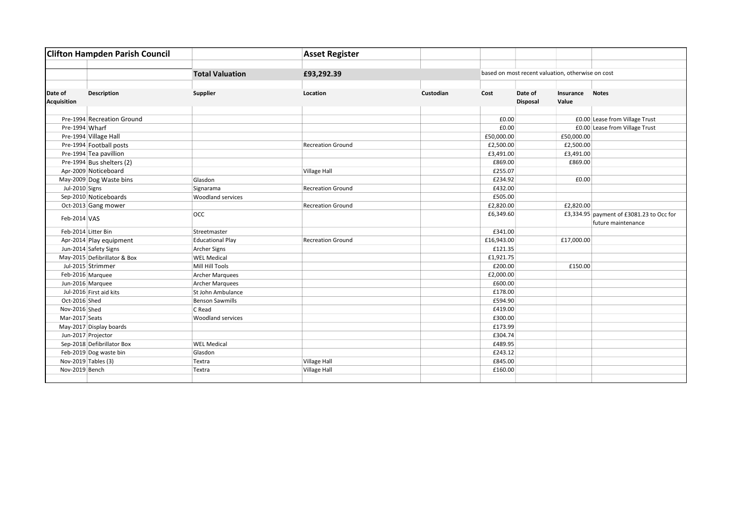| Clifton Hampden Parish Council | | | Asset Register | | | | | |
|---|---|---|---|---|---|---|---|---|
| | | **Total Valuation** | **£93,292.39** | | based on most recent valuation, otherwise on cost | | | |
| **Date of Acquisition** | **Description** | **Supplier** | **Location** | **Custodian** | **Cost** | **Date of Disposal** | **Insurance Value** | **Notes** |
| Pre-1994 | Recreation Ground | | | | £0.00 | | £0.00 | Lease from Village Trust |
| Pre-1994 | Wharf | | | | £0.00 | | £0.00 | Lease from Village Trust |
| Pre-1994 | Village Hall | | | | £50,000.00 | | £50,000.00 | |
| Pre-1994 | Football posts | | Recreation Ground | | £2,500.00 | | £2,500.00 | |
| Pre-1994 | Tea pavillion | | | | £3,491.00 | | £3,491.00 | |
| Pre-1994 | Bus shelters (2) | | | | £869.00 | | £869.00 | |
| Apr-2009 | Noticeboard | | Village Hall | | £255.07 | | | |
| May-2009 | Dog Waste bins | Glasdon | | | £234.92 | | £0.00 | |
| Jul-2010 | Signs | Signarama | Recreation Ground | | £432.00 | | | |
| Sep-2010 | Noticeboards | Woodland services | | | £505.00 | | | |
| Oct-2013 | Gang mower | | Recreation Ground | | £2,820.00 | | £2,820.00 | |
| Feb-2014 | VAS | OCC | | | £6,349.60 | | £3,334.95 | payment of £3081.23 to Occ for future maintenance |
| Feb-2014 | Litter Bin | Streetmaster | | | £341.00 | | | |
| Apr-2014 | Play equipment | Educational Play | Recreation Ground | | £16,943.00 | | £17,000.00 | |
| Jun-2014 | Safety Signs | Archer Signs | | | £121.35 | | | |
| May-2015 | Defibrillator & Box | WEL Medical | | | £1,921.75 | | | |
| Jul-2015 | Strimmer | Mill Hill Tools | | | £200.00 | | £150.00 | |
| Feb-2016 | Marquee | Archer Marquees | | | £2,000.00 | | | |
| Jun-2016 | Marquee | Archer Marquees | | | £600.00 | | | |
| Jul-2016 | First aid kits | St John Ambulance | | | £178.00 | | | |
| Oct-2016 | Shed | Benson Sawmills | | | £594.90 | | | |
| Nov-2016 | Shed | C Read | | | £419.00 | | | |
| Mar-2017 | Seats | Woodland services | | | £300.00 | | | |
| May-2017 | Display boards | | | | £173.99 | | | |
| Jun-2017 | Projector | | | | £304.74 | | | |
| Sep-2018 | Defibrillator Box | WEL Medical | | | £489.95 | | | |
| Feb-2019 | Dog waste bin | Glasdon | | | £243.12 | | | |
| Nov-2019 | Tables (3) | Textra | Village Hall | | £845.00 | | | |
| Nov-2019 | Bench | Textra | Village Hall | | £160.00 | | | |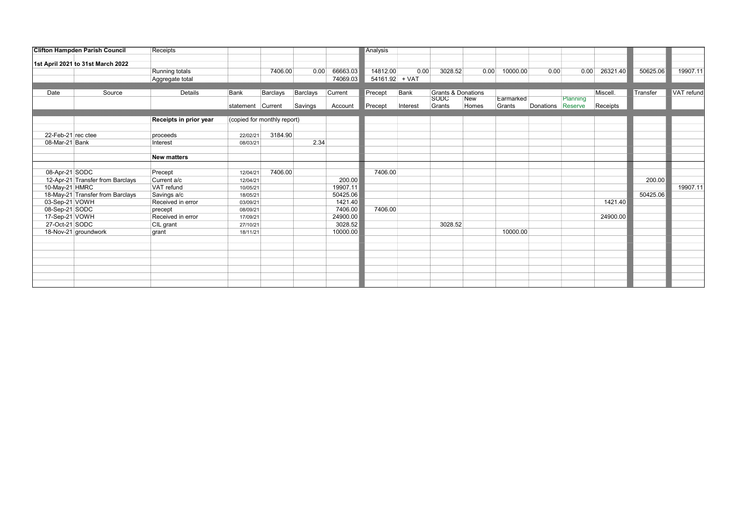| Clifton Hampden Parish Council | | Receipts | | | | | Analysis | | | | | | | | | Transfer | VAT refund |
|---|---|---|---|---|---|---|---|---|---|---|---|---|---|---|---|---|---|
| 1st April 2021 to 31st March 2022 | | | | | | | | | | | | | | | | | |
| | | Running totals | | 7406.00 | 0.00 | 66663.03 | 14812.00 | 0.00 | 3028.52 | 0.00 | 10000.00 | 0.00 | 0.00 | 26321.40 | | 50625.06 | 19907.11 |
| | | Aggregate total | | | | 74069.03 | 54161.92 | + VAT | | | | | | | | | |
| Date | Source | Details | Bank | Barclays | Barclays | Current | Precept | Bank | Grants & Donations | | | | | Miscell. | | Transfer | VAT refund |
| | | | | | | | | | SODC | New | Earmarked | | Planning | | | | |
| | | | statement | Current | Savings | Account | Precept | Interest | Grants | Homes | Grants | Donations | Reserve | Receipts | | | |
| | | **Receipts in prior year** | (copied for monthly report) | | | | | | | | | | | | | | |
| 22-Feb-21 | rec ctee | proceeds | 22/02/21 | 3184.90 | | | | | | | | | | | | | |
| 08-Mar-21 | Bank | Interest | 08/03/21 | | 2.34 | | | | | | | | | | | | |
| | | **New matters** | | | | | | | | | | | | | | | |
| 08-Apr-21 | SODC | Precept | 12/04/21 | 7406.00 | | | 7406.00 | | | | | | | | | | |
| 12-Apr-21 | Transfer from Barclays | Current a/c | 12/04/21 | | | 200.00 | | | | | | | | | | 200.00 | |
| 10-May-21 | HMRC | VAT refund | 10/05/21 | | | 19907.11 | | | | | | | | | | | 19907.11 |
| 18-May-21 | Transfer from Barclays | Savings a/c | 18/05/21 | | | 50425.06 | | | | | | | | | | 50425.06 | |
| 03-Sep-21 | VOWH | Received in error | 03/09/21 | | | 1421.40 | | | | | | | | 1421.40 | | | |
| 08-Sep-21 | SODC | precept | 08/09/21 | | | 7406.00 | 7406.00 | | | | | | | | | | |
| 17-Sep-21 | VOWH | Received in error | 17/09/21 | | | 24900.00 | | | | | | | | 24900.00 | | | |
| 27-Oct-21 | SODC | CIL grant | 27/10/21 | | | 3028.52 | | | 3028.52 | | | | | | | | |
| 18-Nov-21 | groundwork | grant | 18/11/21 | | | 10000.00 | | | | | 10000.00 | | | | | | |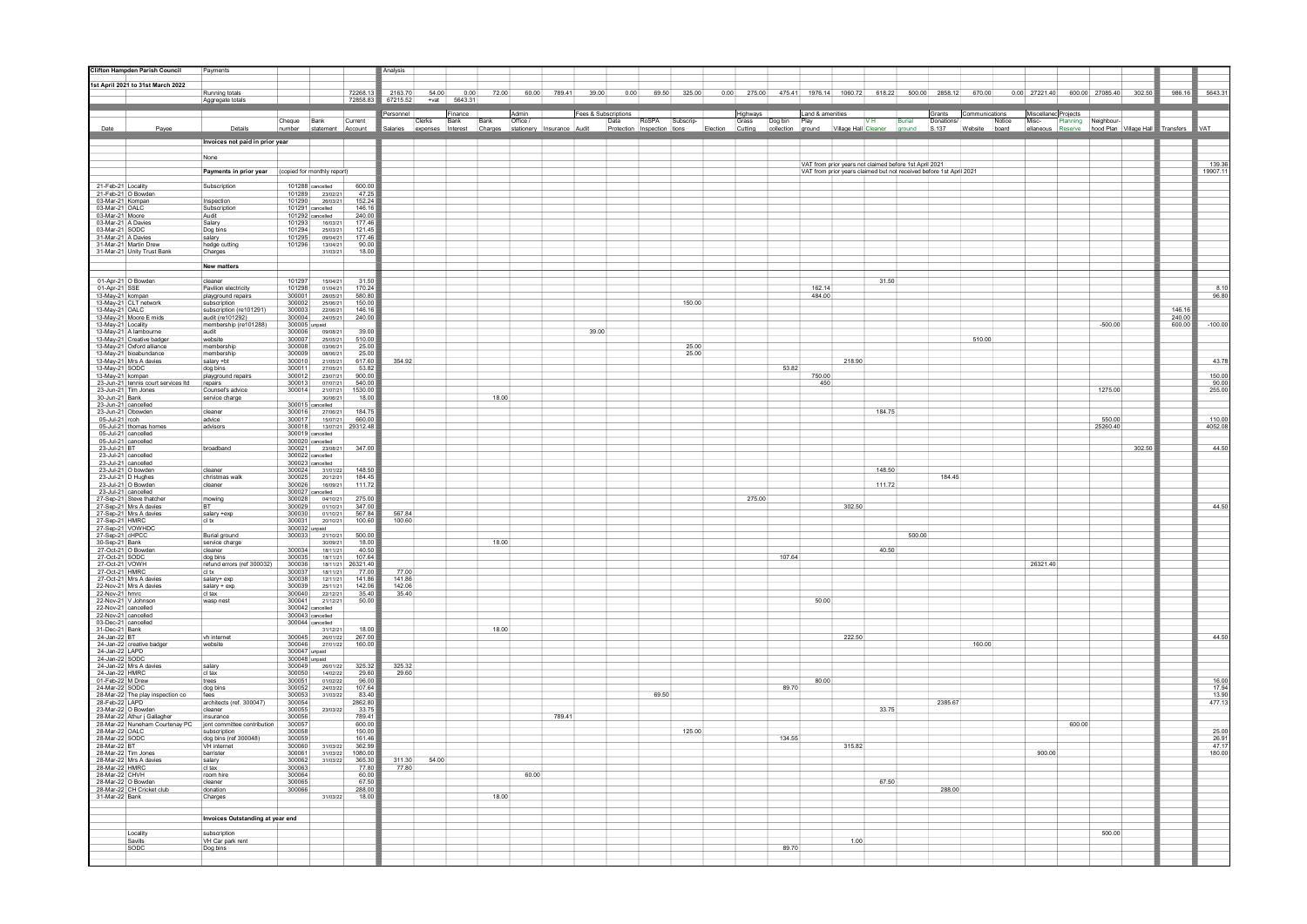**Clifton Hampden Parish Council** Payments

**1st April 2021 to 31st March 2022**

Analysis

| Date | Payee | Details | Cheque number | Bank statement | Current Account | Personnel Salaries | Clerks expenses | Finance Bank Interest | Bank Charges | Admin Office / stationery | Insurance | Audit | Fees & Subscriptions Data Protection | RoSPA Inspection | Subscriptions | Election | Highways Grass Cutting | Dog bin collection | Land & amenities Play ground | Village Hall | V H Cleaner | Burial ground | Grants Donations/ S.137 | Communications Website | Notice board | Miscellaneous Misc-ellaneous | Projects Planning Reserve | Neighbourhood Plan | Village Hall | Transfers | VAT |
|---|---|---|---|---|---|---|---|---|---|---|---|---|---|---|---|---|---|---|---|---|---|---|---|---|---|---|---|---|---|---|---|
| | | Running totals | | | 72268.13 | 2163.70 | 54.00 | 0.00 | 72.00 | 60.00 | 789.41 | 39.00 | 0.00 | 69.50 | 325.00 | 0.00 | 275.00 | 475.41 | 1976.14 | 1060.72 | 618.22 | 500.00 | 2858.12 | 670.00 | 0.00 | 27221.40 | 600.00 | 27085.40 | 302.50 | 986.16 | 5643.31 |
| | | Aggregate totals | | | 72858.83 | 67215.52 | +vat | 5643.31 | | | | | | | | | | | | | | | | | | | | | | | |
| | | **Invoices not paid in prior year** | | | | | | | | | | | | | | | | | | | | | | | | | | | | | |
| | | None | | | | | | | | | | | | | | | | | | | | | | | | | | | | | |
| | | **Payments in prior year** | (copied for monthly report) | | | | | | | | | | | | | | | | VAT from prior years not claimed before 1st April 2021 | | | | | | | | | | | | 139.36 |
| | | | | | | | | | | | | | | | | | | | VAT from prior years claimed but not received before 1st April 2021 | | | | | | | | | | | | 19907.11 |
| 21-Feb-21 | Locality | Subscription | 101288 | cancelled | 600.00 | | | | | | | | | | | | | | | | | | | | | | | | | | |
| 21-Feb-21 | O Bowden | | 101289 | 23/02/21 | 47.25 | | | | | | | | | | | | | | | | | | | | | | | | | | |
| 03-Mar-21 | Kompan | Inspection | 101290 | 26/03/21 | 152.24 | | | | | | | | | | | | | | | | | | | | | | | | | | |
| 03-Mar-21 | OALC | Subscription | 101291 | cancelled | 146.16 | | | | | | | | | | | | | | | | | | | | | | | | | | |
| 03-Mar-21 | Moore | Audit | 101292 | cancelled | 240.00 | | | | | | | | | | | | | | | | | | | | | | | | | | |
| 03-Mar-21 | A Davies | Salary | 101293 | 16/03/21 | 177.46 | | | | | | | | | | | | | | | | | | | | | | | | | | |
| 03-Mar-21 | SODC | Dog bins | 101294 | 25/03/21 | 121.45 | | | | | | | | | | | | | | | | | | | | | | | | | | |
| 31-Mar-21 | A Davies | salary | 101295 | 09/04/21 | 177.46 | | | | | | | | | | | | | | | | | | | | | | | | | | |
| 31-Mar-21 | Martin Drew | hedge cutting | 101296 | 13/04/21 | 90.00 | | | | | | | | | | | | | | | | | | | | | | | | | | |
| 31-Mar-21 | Unity Trust Bank | Charges | | 31/03/21 | 18.00 | | | | | | | | | | | | | | | | | | | | | | | | | | |
| | | **New matters** | | | | | | | | | | | | | | | | | | | | | | | | | | | | | |
| 01-Apr-21 | O Bowdan | cleaner | 101297 | 15/04/21 | 31.50 | | | | | | | | | | | | | | | | 31.50 | | | | | | | | | | |
| 01-Apr-21 | SSE | Pavilion electricity | 101298 | 01/04/21 | 170.24 | | | | | | | | | | | | | | 162.14 | | | | | | | | | | | | 8.10 |
| 13-May-21 | kompan | playground repairs | 300001 | 28/05/21 | 580.80 | | | | | | | | | | | | | | 484.00 | | | | | | | | | | | | 96.80 |
| 13-May-21 | CLT network | subscription | 300002 | 25/06/21 | 150.00 | | | | | | | | | | 150.00 | | | | | | | | | | | | | | | | |
| 13-May-21 | OALC | subscription (re101291) | 300003 | 22/06/21 | 146.16 | | | | | | | | | | | | | | | | | | | | | | | | | 146.16 | |
| 13-May-21 | Moore E mids | audit (re101292) | 300004 | 24/05/21 | 240.00 | | | | | | | | | | | | | | | | | | | | | | | | | 240.00 | |
| 13-May-21 | Locality | membership (re101288) | 300005 | unpaid | | | | | | | | | | | | | | | | | | | | | | | | -500.00 | | 600.00 | -100.00 |
| 13-May-21 | A lambourne | audit | 300006 | 09/08/21 | 39.00 | | | | | | | 39.00 | | | | | | | | | | | | | | | | | | | |
| 13-May-21 | Creative badger | website | 300007 | 25/05/21 | 510.00 | | | | | | | | | | | | | | | | | | | 510.00 | | | | | | | |
| 13-May-21 | Oxford alliance | membership | 300008 | 03/06/21 | 25.00 | | | | | | | | | | 25.00 | | | | | | | | | | | | | | | | |
| 13-May-21 | bioabundance | membership | 300009 | 08/06/21 | 25.00 | | | | | | | | | | 25.00 | | | | | | | | | | | | | | | | |
| 13-May-21 | Mrs A davies | salary +bt | 300010 | 21/05/21 | 617.60 | 354.92 | | | | | | | | | | | | | | 218.90 | | | | | | | | | | | 43.78 |
| 13-May-21 | SODC | dog bins | 300011 | 27/05/21 | 53.82 | | | | | | | | | | | | | 53.82 | | | | | | | | | | | | | |
| 13-May-21 | kompan | playground repairs | 300012 | 23/07/21 | 900.00 | | | | | | | | | | | | | | 750.00 | | | | | | | | | | | | 150.00 |
| 23-Jun-21 | tennis court services ltd | repairs | 300013 | 07/07/21 | 540.00 | | | | | | | | | | | | | | 450 | | | | | | | | | | | | 90.00 |
| 23-Jun-21 | Tim Jones | Counsel's advice | 300014 | 21/07/21 | 1530.00 | | | | | | | | | | | | | | | | | | | | | | | 1275.00 | | | 255.00 |
| 30-Jun-21 | Bank | service charge | | 30/06/21 | 18.00 | | | | 18.00 | | | | | | | | | | | | | | | | | | | | | | |
| 23-Jun-21 | cancelled | | 300015 | cancelled | | | | | | | | | | | | | | | | | | | | | | | | | | | |
| 23-Jun-21 | Obowden | cleaner | 300016 | 27/08/21 | 184.75 | | | | | | | | | | | | | | | | 184.75 | | | | | | | | | | |
| 05-Jul-21 | rcoh | advice | 300017 | 15/07/21 | 660.00 | | | | | | | | | | | | | | | | | | | | | | | 550.00 | | | 110.00 |
| 05-Jul-21 | thomas homes | advisors | 300018 | 13/07/21 | 29312.48 | | | | | | | | | | | | | | | | | | | | | | | 25260.40 | | | 4052.08 |
| 05-Jul-21 | cancelled | | 300019 | cancelled | | | | | | | | | | | | | | | | | | | | | | | | | | | |
| 05-Jul-21 | cancelled | | 300020 | cancelled | | | | | | | | | | | | | | | | | | | | | | | | | | | |
| 23-Jul-21 | BT | broadband | 300021 | 23/08/21 | 347.00 | | | | | | | | | | | | | | | | | | | | | | | | 302.50 | | 44.50 |
| 23-Jul-21 | cancelled | | 300022 | cancelled | | | | | | | | | | | | | | | | | | | | | | | | | | | |
| 23-Jul-21 | cancelled | | 300023 | cancelled | | | | | | | | | | | | | | | | | | | | | | | | | | | |
| 23-Jul-21 | O bowden | cleaner | 300024 | 31/01/22 | 148.50 | | | | | | | | | | | | | | | | 148.50 | | | | | | | | | | |
| 23-Jul-21 | D Hughes | christmas walk | 300025 | 20/12/21 | 184.45 | | | | | | | | | | | | | | | | | | 184.45 | | | | | | | | |
| 23-Jul-21 | O Bowden | cleaner | 300026 | 16/09/21 | 111.72 | | | | | | | | | | | | | | | | 111.72 | | | | | | | | | | |
| 23-Jul-21 | cancelled | | 300027 | cancelled | | | | | | | | | | | | | | | | | | | | | | | | | | | |
| 27-Sep-21 | Steve thatcher | mowing | 300028 | 04/10/21 | 275.00 | | | | | | | | | | | | 275.00 | | | | | | | | | | | | | | |
| 27-Sep-21 | Mrs A davies | BT | 300029 | 01/10/21 | 347.00 | | | | | | | | | | | | | | | 302.50 | | | | | | | | | | | 44.50 |
| 27-Sep-21 | Mrs A davies | salary +exp | 300030 | 01/10/21 | 567.84 | 567.84 | | | | | | | | | | | | | | | | | | | | | | | | | |
| 27-Sep-21 | HMRC | cl tx | 300031 | 20/10/21 | 100.60 | 100.60 | | | | | | | | | | | | | | | | | | | | | | | | | |
| 27-Sep-21 | VOWHDC | | 300032 | unpaid | | | | | | | | | | | | | | | | | | | | | | | | | | | |
| 27-Sep-21 | cHPCC | Burial ground | 300033 | 21/10/21 | 500.00 | | | | | | | | | | | | | | | | | 500.00 | | | | | | | | | |
| 30-Sep-21 | Bank | service charge | | 30/09/21 | 18.00 | | | | 18.00 | | | | | | | | | | | | | | | | | | | | | | |
| 27-Oct-21 | O Bowden | cleaner | 300034 | 18/11/21 | 40.50 | | | | | | | | | | | | | | | | 40.50 | | | | | | | | | | |
| 27-Oct-21 | SODC | dog bins | 300035 | 18/11/21 | 107.64 | | | | | | | | | | | | | 107.64 | | | | | | | | | | | | | |
| 27-Oct-21 | VOWH | refund errors (ref 300032) | 300036 | 18/11/21 | 26321.40 | | | | | | | | | | | | | | | | | | | | | 26321.40 | | | | | |
| 27-Oct-21 | HMRC | cl tx | 300037 | 18/11/21 | 77.00 | 77.00 | | | | | | | | | | | | | | | | | | | | | | | | | |
| 27-Oct-21 | Mrs A davies | salary+ exp | 300038 | 12/11/21 | 141.86 | 141.86 | | | | | | | | | | | | | | | | | | | | | | | | | |
| 22-Nov-21 | Mrs A davies | salary + exp | 300039 | 25/11/21 | 142.06 | 142.06 | | | | | | | | | | | | | | | | | | | | | | | | | |
| 22-Nov-21 | hmrc | cl tax | 300040 | 22/12/21 | 35.40 | 35.40 | | | | | | | | | | | | | | | | | | | | | | | | | |
| 22-Nov-21 | V Johnson | wasp nest | 300041 | 21/12/21 | 50.00 | | | | | | | | | | | | | | 50.00 | | | | | | | | | | | | |
| 22-Nov-21 | cancelled | | 300042 | cancelled | | | | | | | | | | | | | | | | | | | | | | | | | | | |
| 22-Nov-21 | cancelled | | 300043 | cancelled | | | | | | | | | | | | | | | | | | | | | | | | | | | |
| 03-Dec-21 | cancelled | | 300044 | cancelled | | | | | | | | | | | | | | | | | | | | | | | | | | | |
| 31-Dec-21 | Bank | | | 31/12/21 | 18.00 | | | | 18.00 | | | | | | | | | | | | | | | | | | | | | | |
| 24-Jan-22 | BT | vh internet | 300045 | 26/01/22 | 267.00 | | | | | | | | | | | | | | | 222.50 | | | | | | | | | | | 44.50 |
| 24-Jan-22 | creative badger | website | 300046 | 27/01/22 | 160.00 | | | | | | | | | | | | | | | | | | | 160.00 | | | | | | | |
| 24-Jan-22 | LAPD | | 300047 | unpaid | | | | | | | | | | | | | | | | | | | | | | | | | | | |
| 24-Jan-22 | SODC | | 300048 | unpaid | | | | | | | | | | | | | | | | | | | | | | | | | | | |
| 24-Jan-22 | Mrs A davies | salary | 300049 | 26/01/22 | 325.32 | 325.32 | | | | | | | | | | | | | | | | | | | | | | | | | |
| 24-Jan-22 | HMRC | cl tax | 300050 | 14/02/22 | 29.60 | 29.60 | | | | | | | | | | | | | | | | | | | | | | | | | |
| 01-Feb-22 | M Drew | trees | 300051 | 01/02/22 | 96.00 | | | | | | | | | | | | | | 80.00 | | | | | | | | | | | | 16.00 |
| 24-Mar-22 | SODC | dog bins | 300052 | 24/03/22 | 107.64 | | | | | | | | | | | | | 89.70 | | | | | | | | | | | | | 17.94 |
| 28-Mar-22 | The play inspection co | fees | 300053 | 31/03/22 | 83.40 | | | | | | | | | 69.50 | | | | | | | | | | | | | | | | | 13.90 |
| 28-Feb-22 | LAPD | architects (ref. 300047) | 300054 | | 2862.80 | | | | | | | | | | | | | | | | | | 2385.67 | | | | | | | | 477.13 |
| 23-Mar-22 | O Bowden | cleaner | 300055 | 23/03/22 | 33.75 | | | | | | | | | | | | | | | | 33.75 | | | | | | | | | | |
| 28-Mar-22 | Athur j Gallagher | insurance | 300056 | | 789.41 | | | | | | 789.41 | | | | | | | | | | | | | | | | | | | | |
| 28-Mar-22 | Nuneham Courtenay PC | jont committee contribution | 300057 | | 600.00 | | | | | | | | | | | | | | | | | | | | | | 600.00 | | | | |
| 28-Mar-22 | OALC | subscription | 300058 | | 150.00 | | | | | | | | | | 125.00 | | | | | | | | | | | | | | | | 25.00 |
| 28-Mar-22 | SODC | dog bins (ref 300048) | 300059 | | 161.46 | | | | | | | | | | | | | 134.55 | | | | | | | | | | | | | 26.91 |
| 28-Mar-22 | BT | VH internet | 300060 | 31/03/22 | 362.99 | | | | | | | | | | | | | | | 315.82 | | | | | | | | | | | 47.17 |
| 28-Mar-22 | Tim Jones | barrister | 300061 | 31/03/22 | 1080.00 | | | | | | | | | | | | | | | | | | | | | 900.00 | | | | | 180.00 |
| 28-Mar-22 | Mrs A davies | salary | 300062 | 31/03/22 | 365.30 | 311.30 | 54.00 | | | | | | | | | | | | | | | | | | | | | | | | |
| 28-Mar-22 | HMRC | cl tax | 300063 | | 77.80 | 77.80 | | | | | | | | | | | | | | | | | | | | | | | | | |
| 28-Mar-22 | CHVH | room hire | 300064 | | 60.00 | | | | | 60.00 | | | | | | | | | | | | | | | | | | | | | |
| 28-Mar-22 | O Bowden | cleaner | 300065 | | 67.50 | | | | | | | | | | | | | | | | 67.50 | | | | | | | | | | |
| 28-Mar-22 | CH Cricket club | donation | 300066 | | 288.00 | | | | | | | | | | | | | | | | | | 288.00 | | | | | | | | |
| 31-Mar-22 | Bank | Charges | | 31/03/22 | 18.00 | | | | 18.00 | | | | | | | | | | | | | | | | | | | | | | |
| | | **Invoices Outstanding at year end** | | | | | | | | | | | | | | | | | | | | | | | | | | | | | |
| | Locality | subscription | | | | | | | | | | | | | | | | | | | | | | | | | | 500.00 | | | |
| | Savills | VH Car park rent | | | | | | | | | | | | | | | | | | 1.00 | | | | | | | | | | | |
| | SODC | Dog bins | | | | | | | | | | | | | | | | 89.70 | | | | | | | | | | | | | |